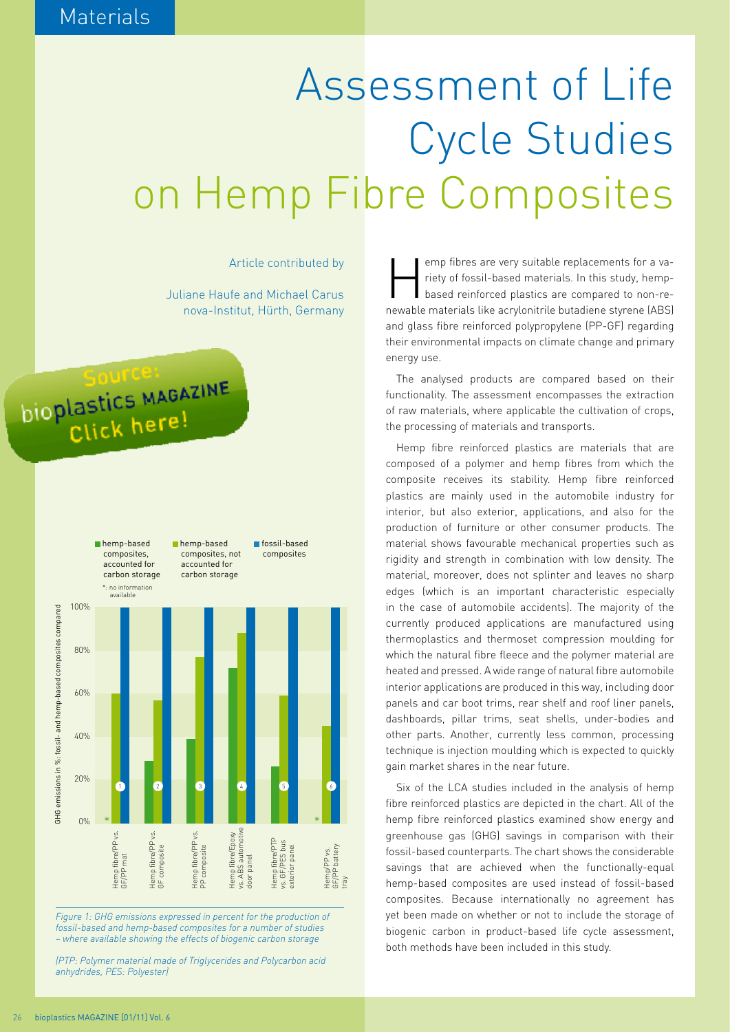# Assessment of Life Cycle Studies on Hemp Fibre Composites

Article contributed by

Juliane Haufe and Michael Carus
nova-Institut, Hürth, Germany

Source: bioplastics MAGAZINE Click here!

Hemp fibres are very suitable replacements for a variety of fossil-based materials. In this study, hemp-based reinforced plastics are compared to non-renewable materials like acrylonitrile butadiene styrene (ABS) and glass fibre reinforced polypropylene (PP-GF) regarding their environmental impacts on climate change and primary energy use.

The analysed products are compared based on their functionality. The assessment encompasses the extraction of raw materials, where applicable the cultivation of crops, the processing of materials and transports.

Hemp fibre reinforced plastics are materials that are composed of a polymer and hemp fibres from which the composite receives its stability. Hemp fibre reinforced plastics are mainly used in the automobile industry for interior, but also exterior, applications, and also for the production of furniture or other consumer products. The material shows favourable mechanical properties such as rigidity and strength in combination with low density. The material, moreover, does not splinter and leaves no sharp edges (which is an important characteristic especially in the case of automobile accidents). The majority of the currently produced applications are manufactured using thermoplastics and thermoset compression moulding for which the natural fibre fleece and the polymer material are heated and pressed. A wide range of natural fibre automobile interior applications are produced in this way, including door panels and car boot trims, rear shelf and roof liner panels, dashboards, pillar trims, seat shells, under-bodies and other parts. Another, currently less common, processing technique is injection moulding which is expected to quickly gain market shares in the near future.

Six of the LCA studies included in the analysis of hemp fibre reinforced plastics are depicted in the chart. All of the hemp fibre reinforced plastics examined show energy and greenhouse gas (GHG) savings in comparison with their fossil-based counterparts. The chart shows the considerable savings that are achieved when the functionally-equal hemp-based composites are used instead of fossil-based composites. Because internationally no agreement has yet been made on whether or not to include the storage of biogenic carbon in product-based life cycle assessment, both methods have been included in this study.

GHG emissions in %: fossil- and hemp-based composites compared

Legend: hemp-based composites, accounted for carbon storage; hemp-based composites, not accounted for carbon storage; fossil-based composites; *: no information available

1. Hemp fibre/PP vs. GF/PP mat
2. Hemp fibre/PP vs. GF composite
3. Hemp fibre/PP vs. PP composite
4. Hemp fibre/Epoxy vs. ABS automotive door panel
5. Hemp fibre/PTP vs. GF/PES bus exterior panel
6. Hemp/PP vs. GF/PP battery tray

*Figure 1: GHG emissions expressed in percent for the production of fossil-based and hemp-based composites for a number of studies – where available showing the effects of biogenic carbon storage*

*(PTP: Polymer material made of Triglycerides and Polycarbon acid anhydrides, PES: Polyester)*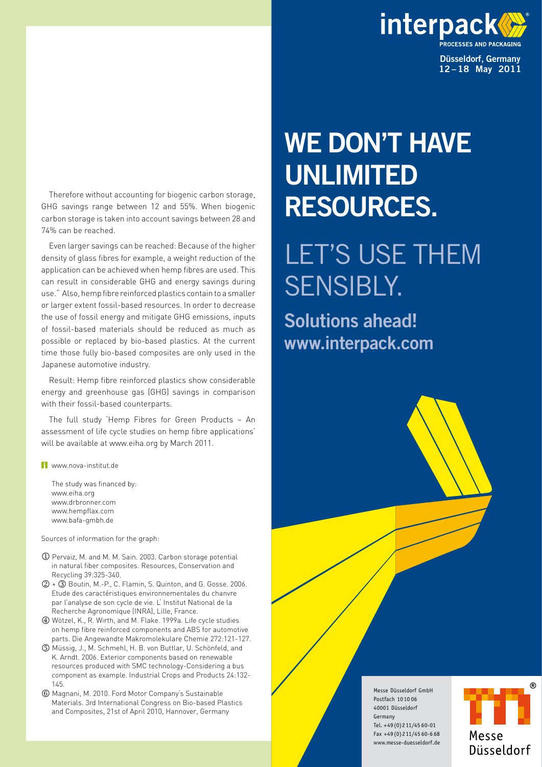Therefore without accounting for biogenic carbon storage, GHG savings range between 12 and 55%. When biogenic carbon storage is taken into account savings between 28 and 74% can be reached.

Even larger savings can be reached: Because of the higher density of glass fibres for example, a weight reduction of the application can be achieved when hemp fibres are used. This can result in considerable GHG and energy savings during use." Also, hemp fibre reinforced plastics contain to a smaller or larger extent fossil-based resources. In order to decrease the use of fossil energy and mitigate GHG emissions, inputs of fossil-based materials should be reduced as much as possible or replaced by bio-based plastics. At the current time those fully bio-based composites are only used in the Japanese automotive industry.

Result: Hemp fibre reinforced plastics show considerable energy and greenhouse gas (GHG) savings in comparison with their fossil-based counterparts.

The full study 'Hemp Fibres for Green Products – An assessment of life cycle studies on hemp fibre applications' will be available at www.eiha.org by March 2011.

www.nova-institut.de

The study was financed by:
www.eiha.org
www.drbronner.com
www.hempflax.com
www.bafa-gmbh.de

Sources of information for the graph:

① Pervaiz, M. and M. M. Sain. 2003. Carbon storage potential in natural fiber composites. Resources, Conservation and Recycling 39:325-340.

② + ③ Boutin, M.-P., C. Flamin, S. Quinton, and G. Gosse. 2006. Etude des caractéristiques environnementales du chanvre par l'analyse de son cycle de vie. L' Institut National de la Recherche Agronomique (INRA), Lille, France.

④ Wötzel, K., R. Wirth, and M. Flake. 1999a. Life cycle studies on hemp fibre reinforced components and ABS for automotive parts. Die Angewandte Makromolekulare Chemie 272:121-127.

⑤ Müssig, J., M. Schmehl, H. B. von Buttlar, U. Schönfeld, and K. Arndt. 2006. Exterior components based on renewable resources produced with SMC technology-Considering a bus component as example. Industrial Crops and Products 24:132-145.

⑥ Magnani, M. 2010. Ford Motor Company's Sustainable Materials. 3rd International Congress on Bio-based Plastics and Composites, 21st of April 2010, Hannover, Germany

interpack PROCESSES AND PACKAGING

Düsseldorf, Germany
12 – 18 May 2011

# WE DON'T HAVE UNLIMITED RESOURCES.

# LET'S USE THEM SENSIBLY.

**Solutions ahead!**
**www.interpack.com**

Messe Düsseldorf GmbH
Postfach 10 10 06
40001 Düsseldorf
Germany
Tel. +49 (0) 2 11/45 60-01
Fax +49 (0) 2 11/45 60-6 68
www.messe-duesseldorf.de

Messe Düsseldorf